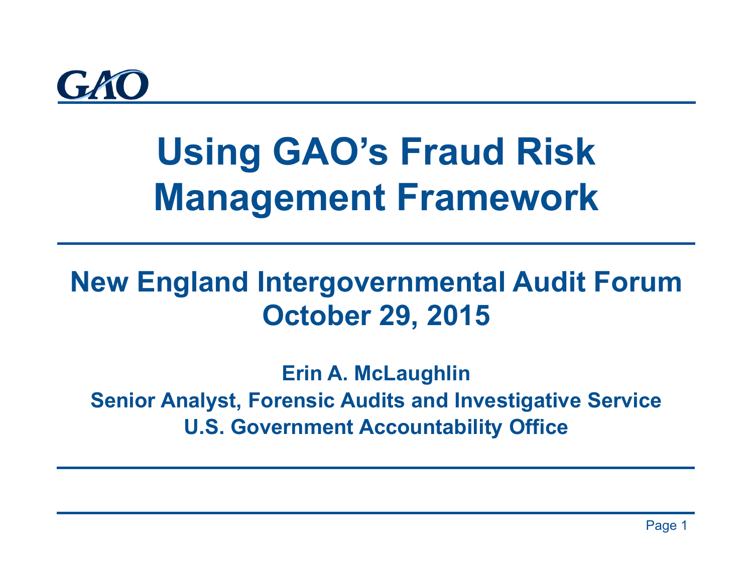GAO

# Using GAO's Fraud Risk Management Framework

## New England Intergovernmental Audit Forum
## October 29, 2015

**Erin A. McLaughlin**
**Senior Analyst, Forensic Audits and Investigative Service**
**U.S. Government Accountability Office**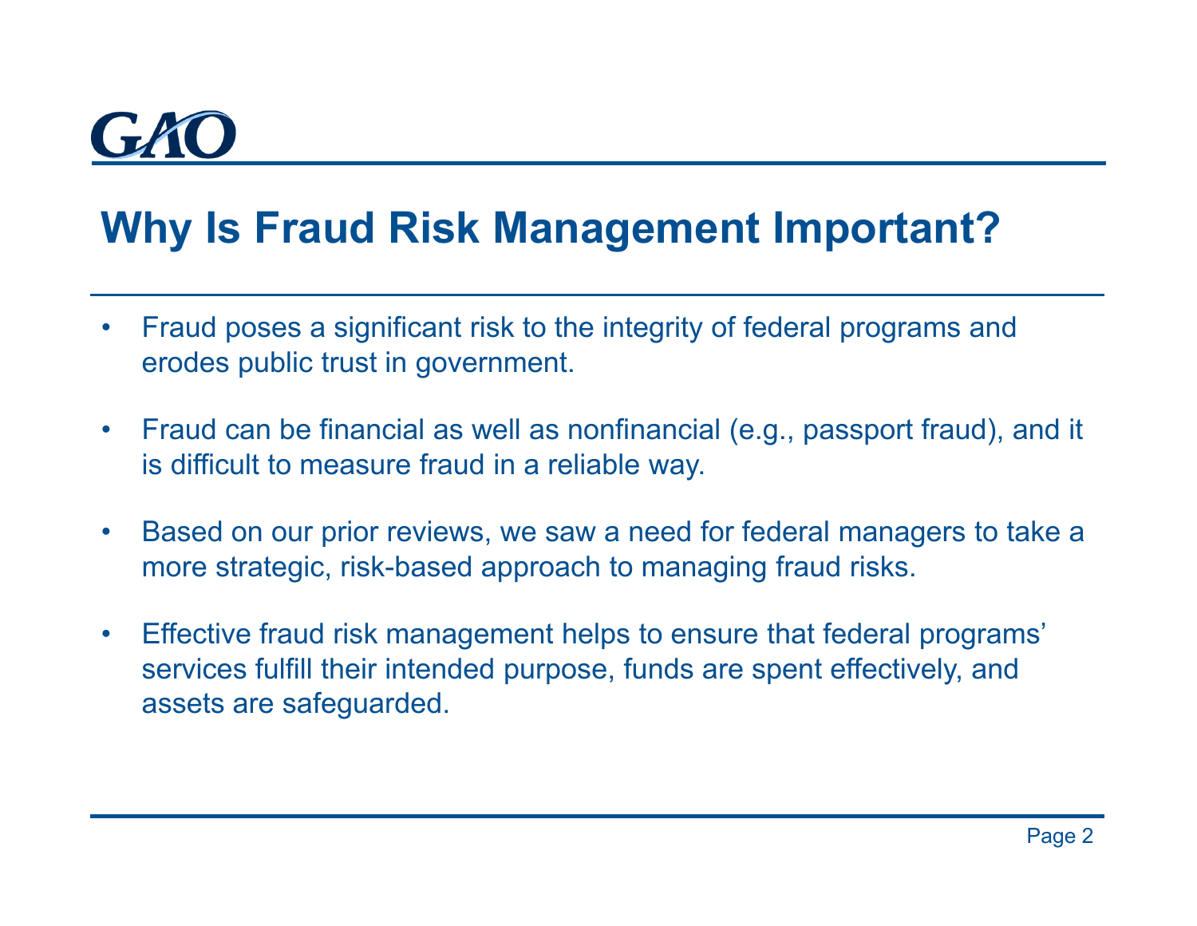# Why Is Fraud Risk Management Important?

- Fraud poses a significant risk to the integrity of federal programs and erodes public trust in government.
- Fraud can be financial as well as nonfinancial (e.g., passport fraud), and it is difficult to measure fraud in a reliable way.
- Based on our prior reviews, we saw a need for federal managers to take a more strategic, risk-based approach to managing fraud risks.
- Effective fraud risk management helps to ensure that federal programs' services fulfill their intended purpose, funds are spent effectively, and assets are safeguarded.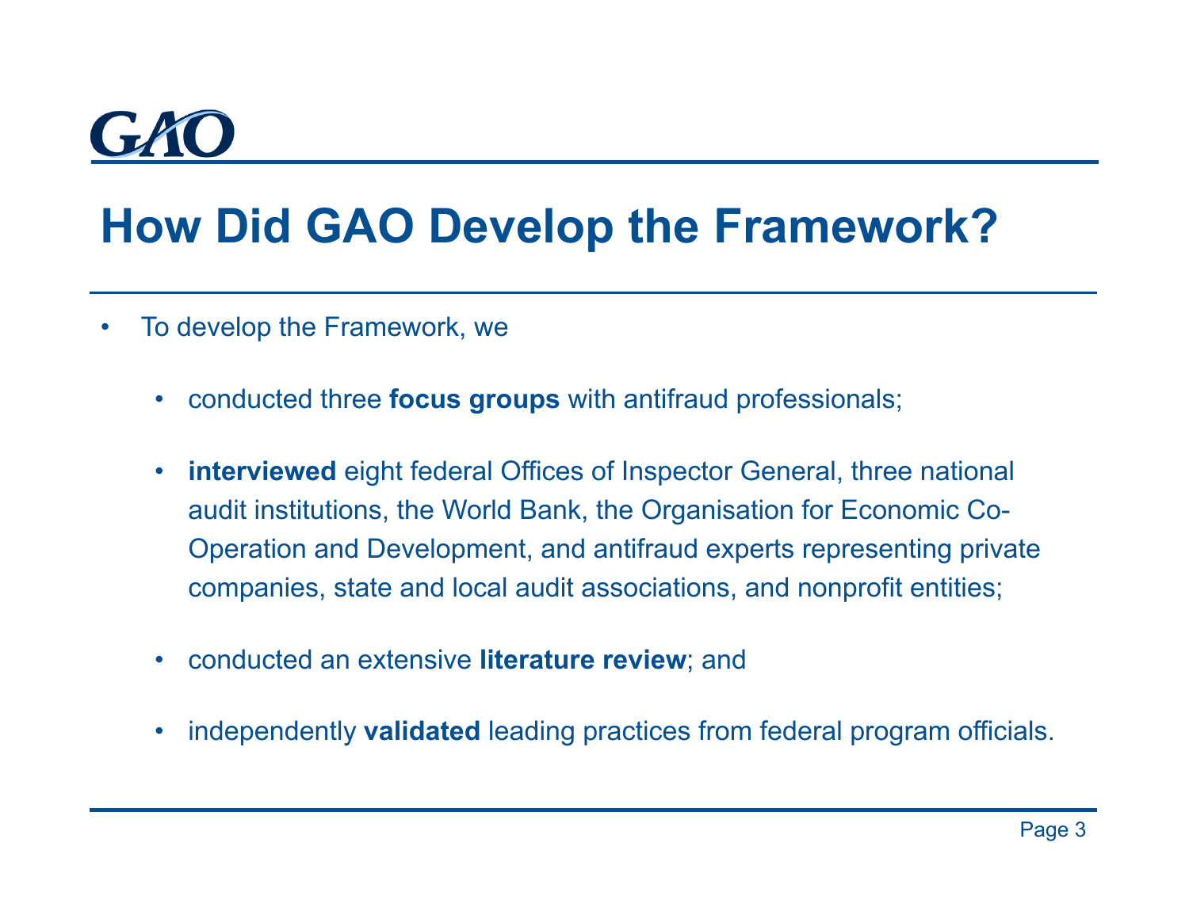# How Did GAO Develop the Framework?

- To develop the Framework, we
  - conducted three **focus groups** with antifraud professionals;
  - **interviewed** eight federal Offices of Inspector General, three national audit institutions, the World Bank, the Organisation for Economic Co-Operation and Development, and antifraud experts representing private companies, state and local audit associations, and nonprofit entities;
  - conducted an extensive **literature review**; and
  - independently **validated** leading practices from federal program officials.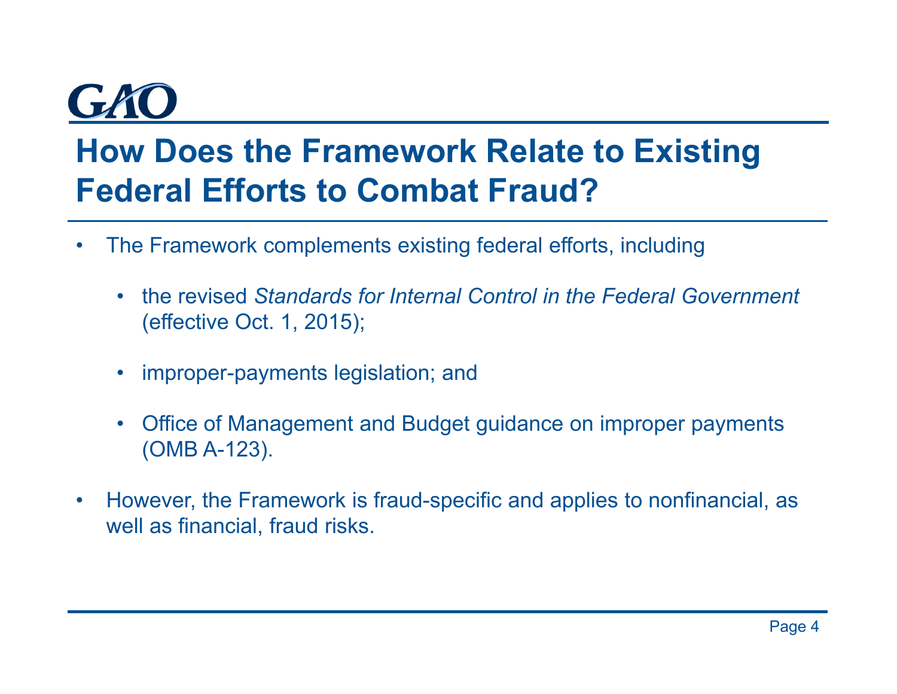# How Does the Framework Relate to Existing Federal Efforts to Combat Fraud?

- The Framework complements existing federal efforts, including
  - the revised *Standards for Internal Control in the Federal Government* (effective Oct. 1, 2015);
  - improper-payments legislation; and
  - Office of Management and Budget guidance on improper payments (OMB A-123).
- However, the Framework is fraud-specific and applies to nonfinancial, as well as financial, fraud risks.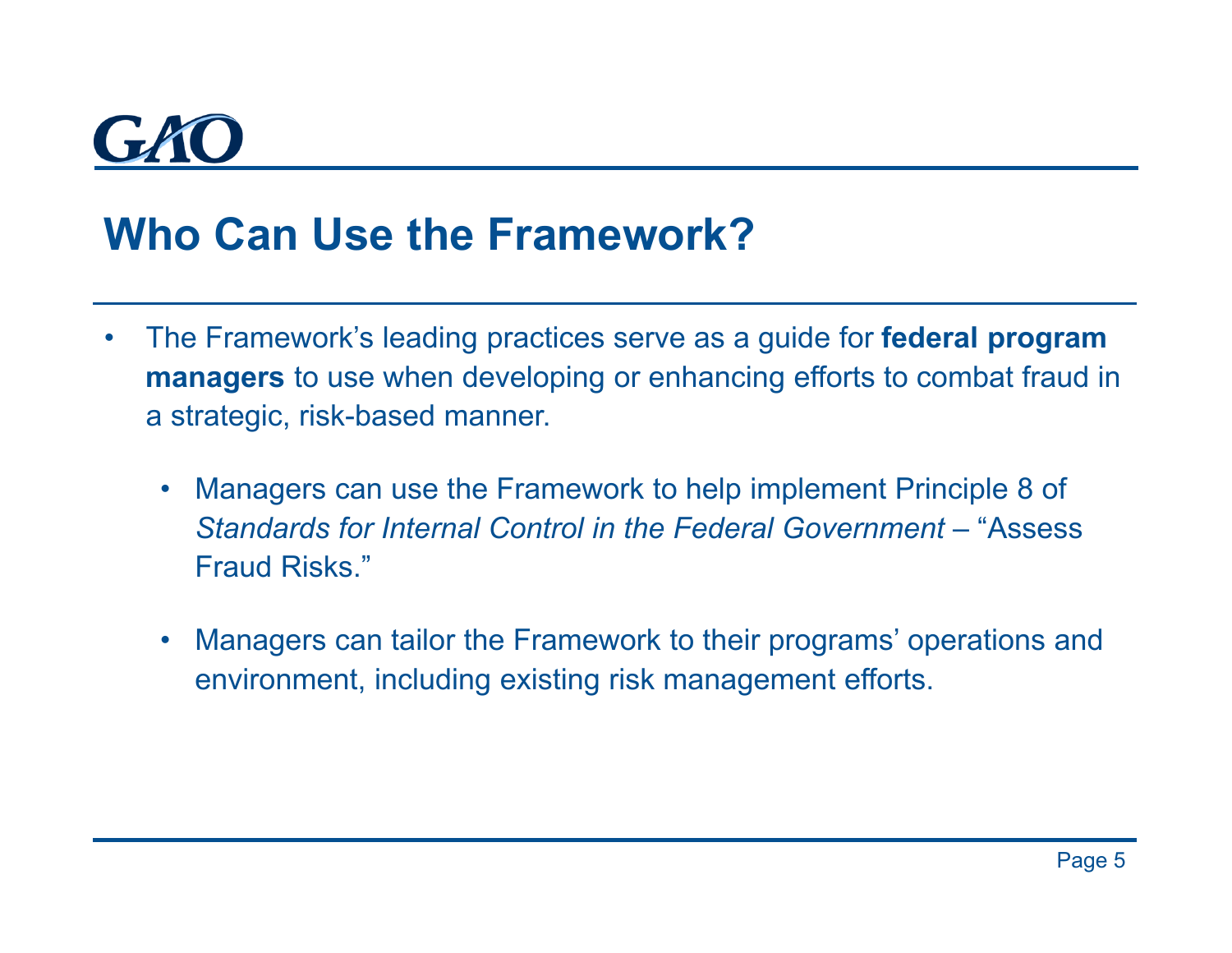# Who Can Use the Framework?

- The Framework's leading practices serve as a guide for **federal program managers** to use when developing or enhancing efforts to combat fraud in a strategic, risk-based manner.
  - Managers can use the Framework to help implement Principle 8 of *Standards for Internal Control in the Federal Government* – "Assess Fraud Risks."
  - Managers can tailor the Framework to their programs' operations and environment, including existing risk management efforts.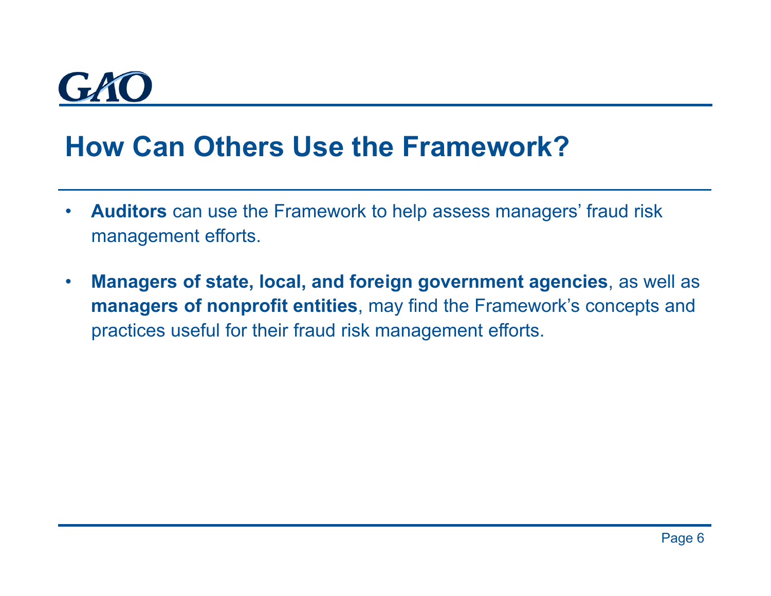# How Can Others Use the Framework?

- **Auditors** can use the Framework to help assess managers' fraud risk management efforts.
- **Managers of state, local, and foreign government agencies**, as well as **managers of nonprofit entities**, may find the Framework's concepts and practices useful for their fraud risk management efforts.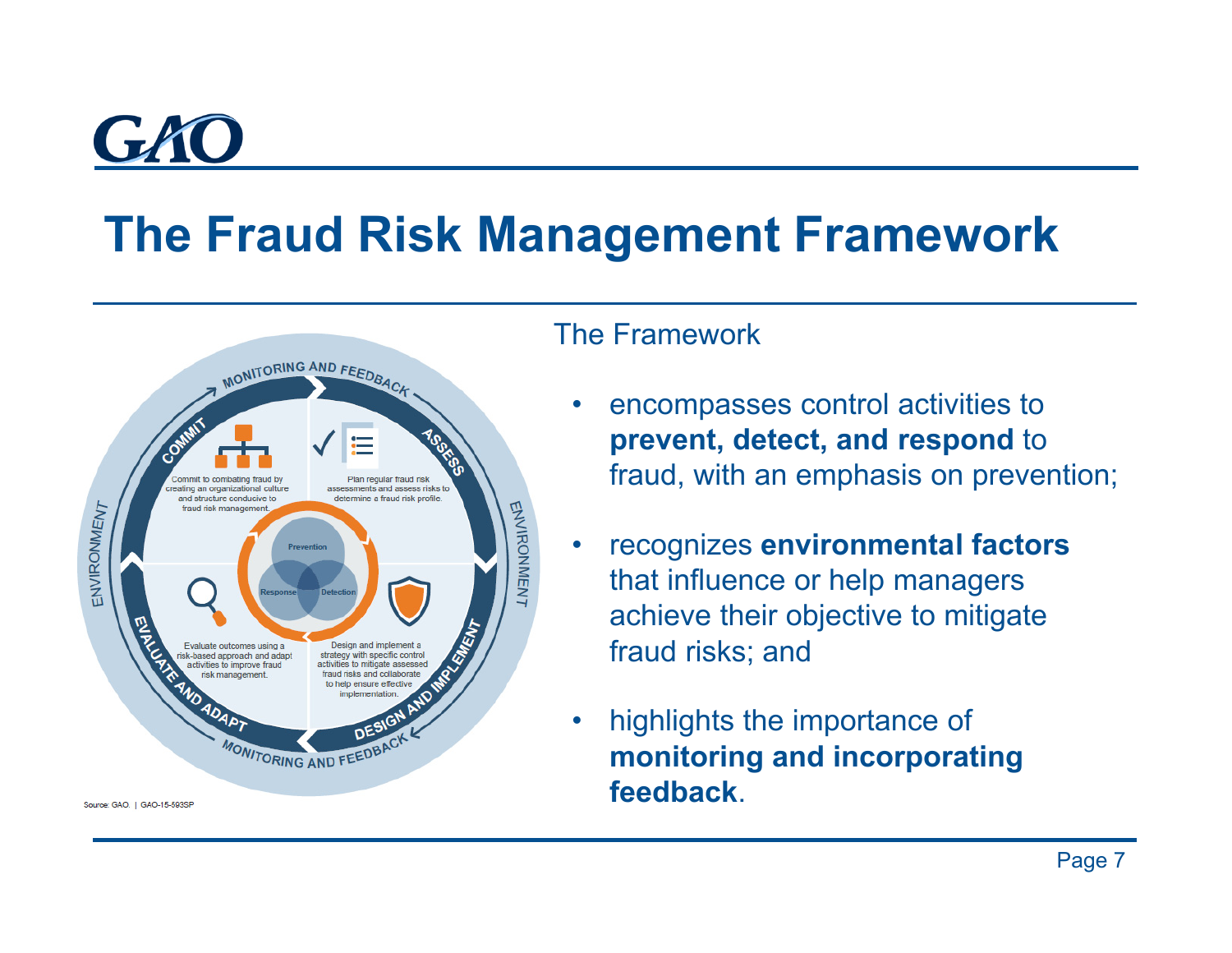# The Fraud Risk Management Framework

MONITORING AND FEEDBACK

COMMIT

Commit to combating fraud by creating an organizational culture and structure conducive to fraud risk management.

ASSESS

Plan regular fraud risk assessments and assess risks to determine a fraud risk profile.

Prevention

Response

Detection

EVALUATE AND ADAPT

Evaluate outcomes using a risk-based approach and adapt activities to improve fraud risk management.

DESIGN AND IMPLEMENT

Design and implement a strategy with specific control activities to mitigate assessed fraud risks and collaborate to help ensure effective implementation.

MONITORING AND FEEDBACK

ENVIRONMENT

ENVIRONMENT

Source: GAO. | GAO-15-593SP

The Framework

- encompasses control activities to **prevent, detect, and respond** to fraud, with an emphasis on prevention;
- recognizes **environmental factors** that influence or help managers achieve their objective to mitigate fraud risks; and
- highlights the importance of **monitoring and incorporating feedback**.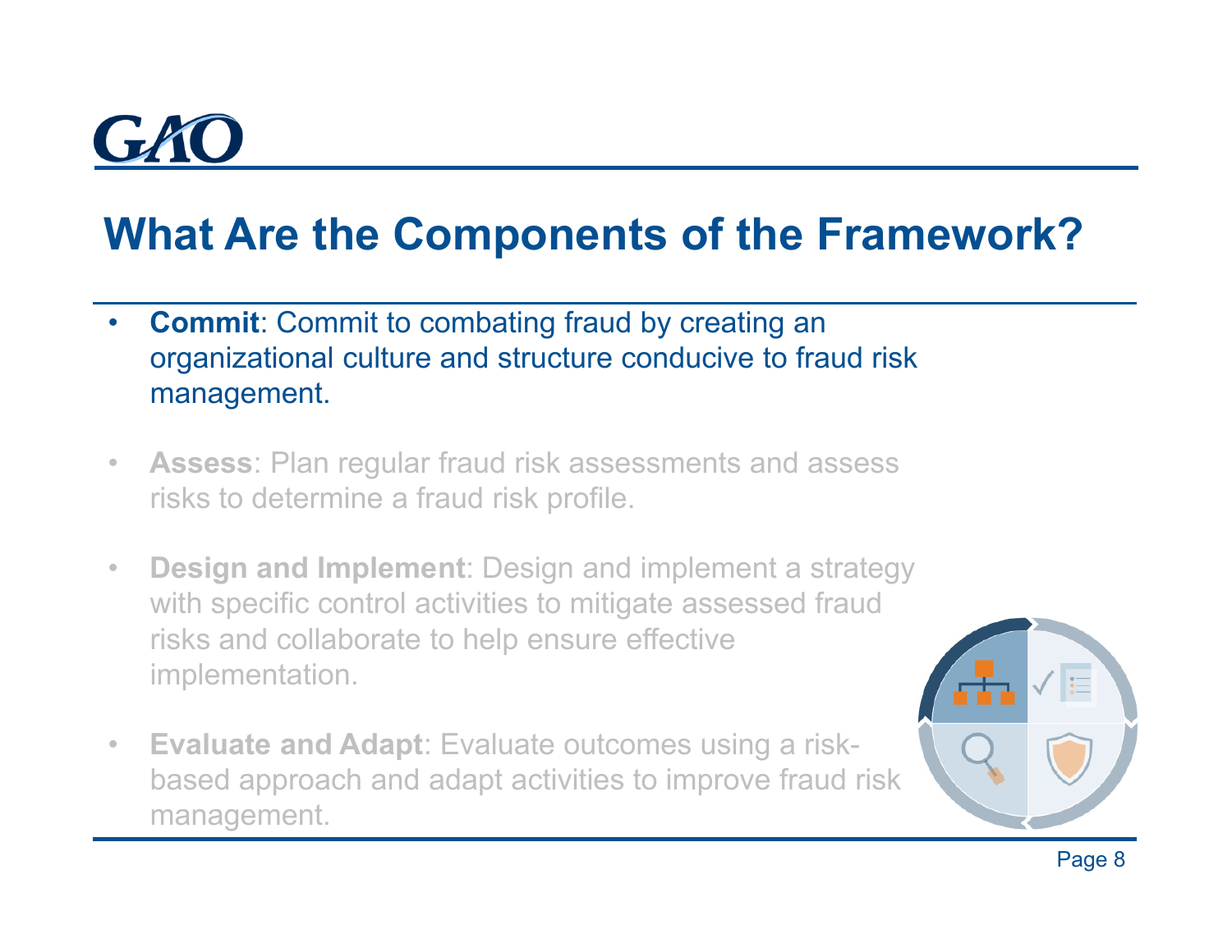# What Are the Components of the Framework?

- **Commit**: Commit to combating fraud by creating an organizational culture and structure conducive to fraud risk management.
- **Assess**: Plan regular fraud risk assessments and assess risks to determine a fraud risk profile.
- **Design and Implement**: Design and implement a strategy with specific control activities to mitigate assessed fraud risks and collaborate to help ensure effective implementation.
- **Evaluate and Adapt**: Evaluate outcomes using a risk-based approach and adapt activities to improve fraud risk management.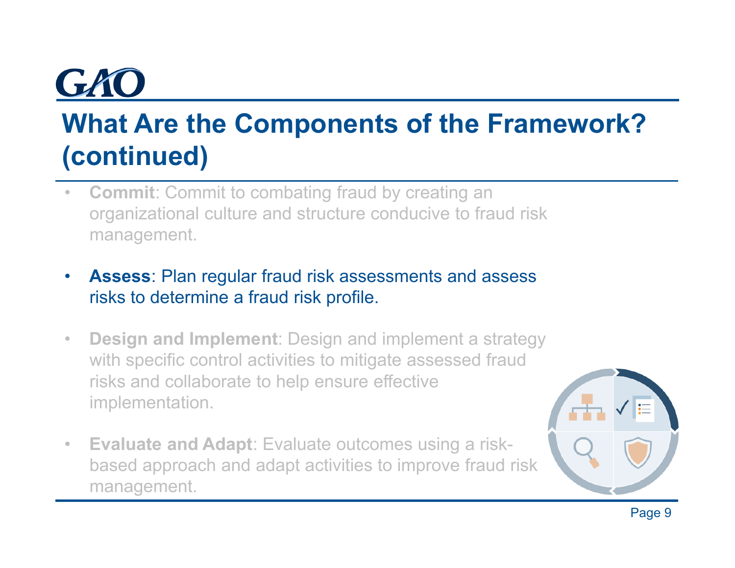# What Are the Components of the Framework? (continued)

- **Commit**: Commit to combating fraud by creating an organizational culture and structure conducive to fraud risk management.
- **Assess**: Plan regular fraud risk assessments and assess risks to determine a fraud risk profile.
- **Design and Implement**: Design and implement a strategy with specific control activities to mitigate assessed fraud risks and collaborate to help ensure effective implementation.
- **Evaluate and Adapt**: Evaluate outcomes using a risk-based approach and adapt activities to improve fraud risk management.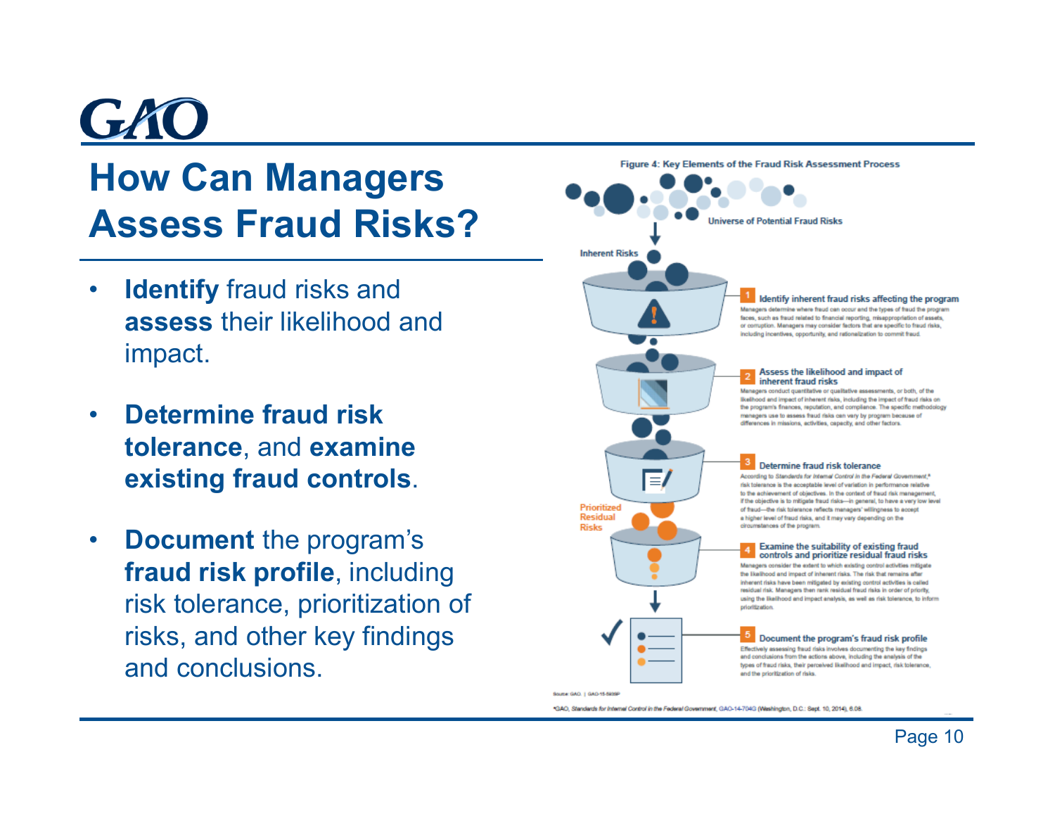# How Can Managers Assess Fraud Risks?

- **Identify** fraud risks and **assess** their likelihood and impact.
- **Determine fraud risk tolerance**, and **examine existing fraud controls**.
- **Document** the program's **fraud risk profile**, including risk tolerance, prioritization of risks, and other key findings and conclusions.

Figure 4: Key Elements of the Fraud Risk Assessment Process

Universe of Potential Fraud Risks

Inherent Risks

**1 Identify inherent fraud risks affecting the program**

Managers determine where fraud can occur and the types of fraud the program faces, such as fraud related to financial reporting, misappropriation of assets, or corruption. Managers may consider factors that are specific to fraud risks, including incentives, opportunity, and rationalization to commit fraud.

**2 Assess the likelihood and impact of inherent fraud risks**

Managers conduct quantitative or qualitative assessments, or both, of the likelihood and impact of inherent risks, including the impact of fraud risks on the program's finances, reputation, and compliance. The specific methodology managers use to assess fraud risks can vary by program because of differences in missions, activities, capacity, and other factors.

**3 Determine fraud risk tolerance**

According to *Standards for Internal Control in the Federal Government*,[a] risk tolerance is the acceptable level of variation in performance relative to the achievement of objectives. In the context of fraud risk management, if the objective is to mitigate fraud risks—in general, to have a very low level of fraud—the risk tolerance reflects managers' willingness to accept a higher level of fraud risks, and it may vary depending on the circumstances of the program.

Prioritized Residual Risks

**4 Examine the suitability of existing fraud controls and prioritize residual fraud risks**

Managers consider the extent to which existing control activities mitigate the likelihood and impact of inherent risks. The risk that remains after inherent risks have been mitigated by existing control activities is called residual risk. Managers then rank residual fraud risks in order of priority, using the likelihood and impact analysis, as well as risk tolerance, to inform prioritization.

**5 Document the program's fraud risk profile**

Effectively assessing fraud risks involves documenting the key findings and conclusions from the actions above, including the analysis of the types of fraud risks, their perceived likelihood and impact, risk tolerance, and the prioritization of risks.

Source: GAO. | GAO-15-593SP

[a]GAO, *Standards for Internal Control in the Federal Government*, GAO-14-704G (Washington, D.C.: Sept. 10, 2014), 6.08.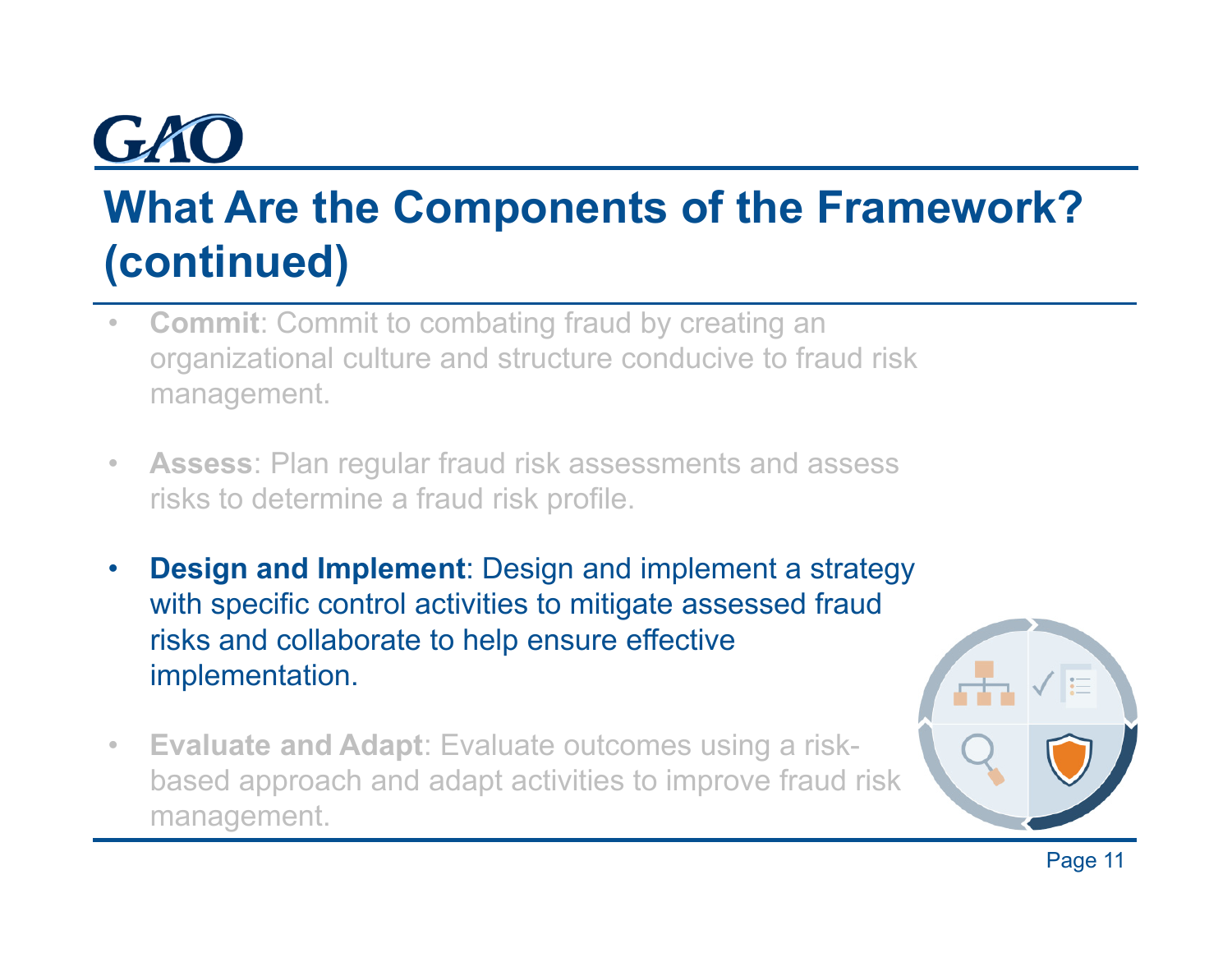# What Are the Components of the Framework? (continued)

- **Commit**: Commit to combating fraud by creating an organizational culture and structure conducive to fraud risk management.
- **Assess**: Plan regular fraud risk assessments and assess risks to determine a fraud risk profile.
- **Design and Implement**: Design and implement a strategy with specific control activities to mitigate assessed fraud risks and collaborate to help ensure effective implementation.
- **Evaluate and Adapt**: Evaluate outcomes using a risk-based approach and adapt activities to improve fraud risk management.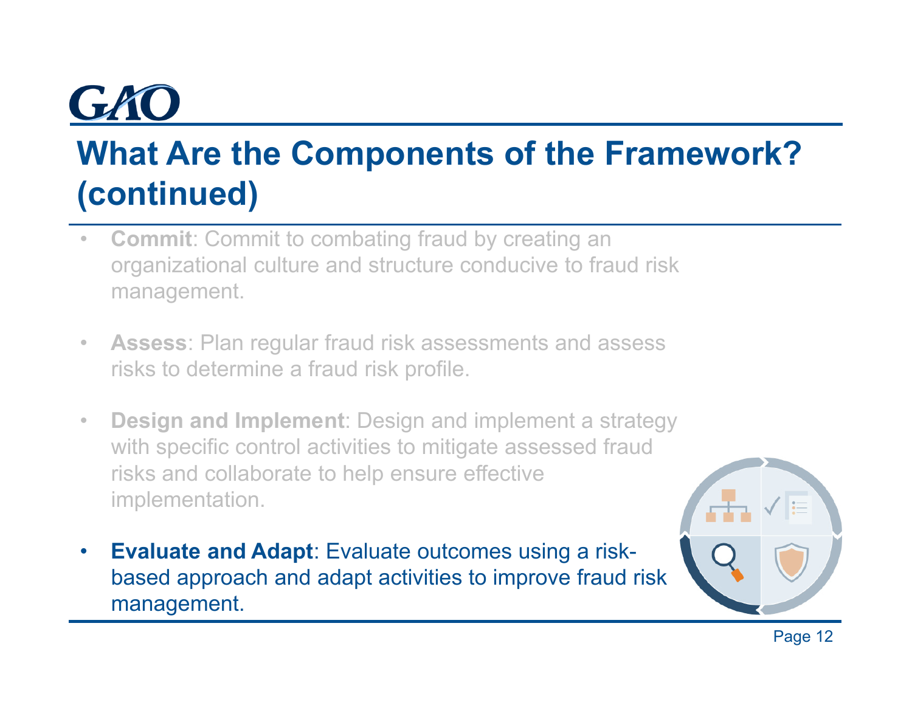# What Are the Components of the Framework? (continued)

- **Commit**: Commit to combating fraud by creating an organizational culture and structure conducive to fraud risk management.
- **Assess**: Plan regular fraud risk assessments and assess risks to determine a fraud risk profile.
- **Design and Implement**: Design and implement a strategy with specific control activities to mitigate assessed fraud risks and collaborate to help ensure effective implementation.
- **Evaluate and Adapt**: Evaluate outcomes using a risk-based approach and adapt activities to improve fraud risk management.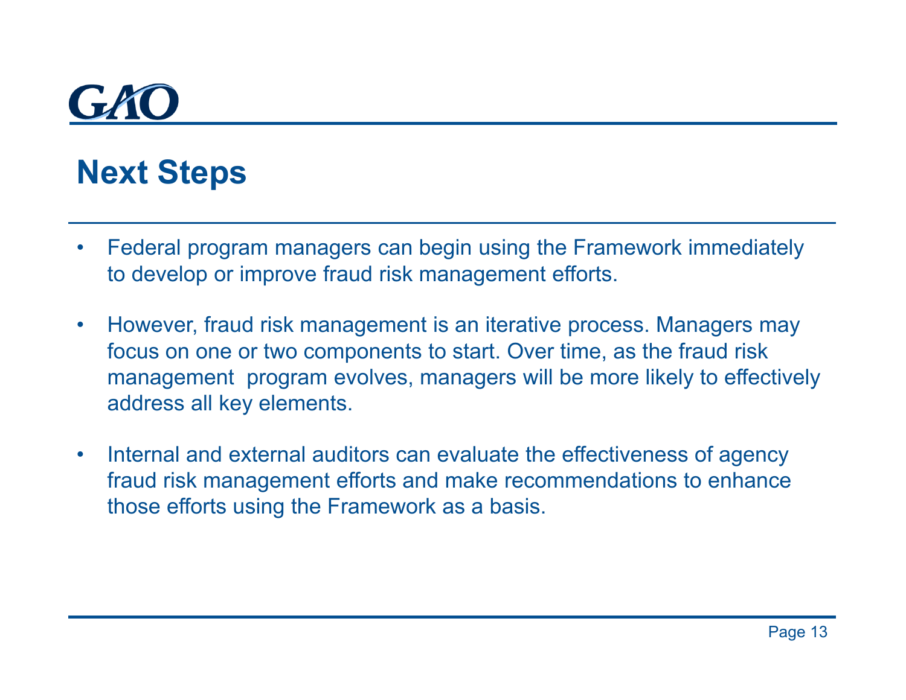# Next Steps

- Federal program managers can begin using the Framework immediately to develop or improve fraud risk management efforts.

- However, fraud risk management is an iterative process. Managers may focus on one or two components to start. Over time, as the fraud risk management program evolves, managers will be more likely to effectively address all key elements.

- Internal and external auditors can evaluate the effectiveness of agency fraud risk management efforts and make recommendations to enhance those efforts using the Framework as a basis.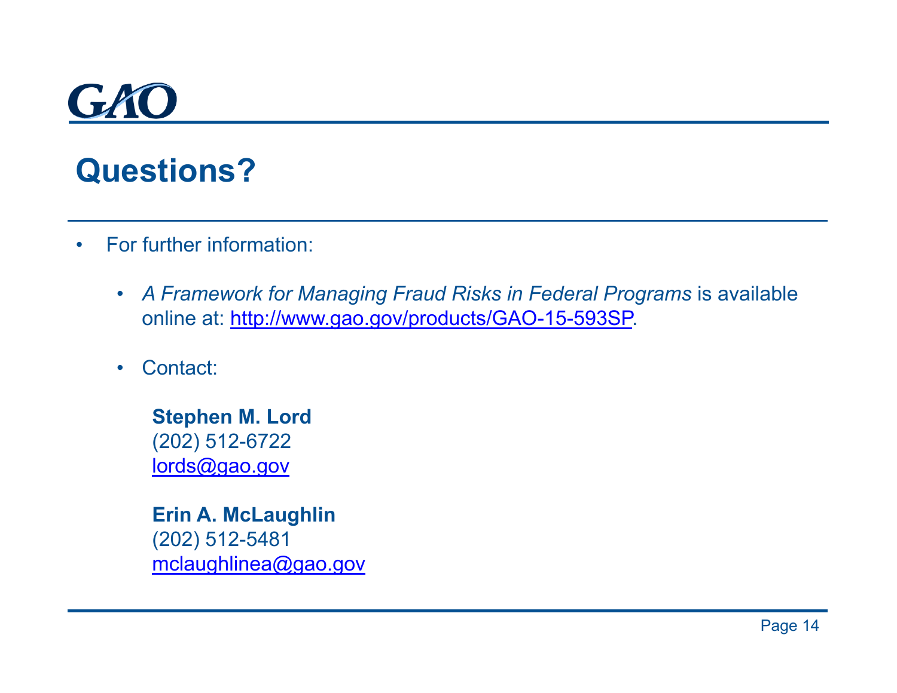# Questions?

- For further information:
  - *A Framework for Managing Fraud Risks in Federal Programs* is available online at: http://www.gao.gov/products/GAO-15-593SP.
  - Contact:

    **Stephen M. Lord**
    (202) 512-6722
    lords@gao.gov

    **Erin A. McLaughlin**
    (202) 512-5481
    mclaughlinea@gao.gov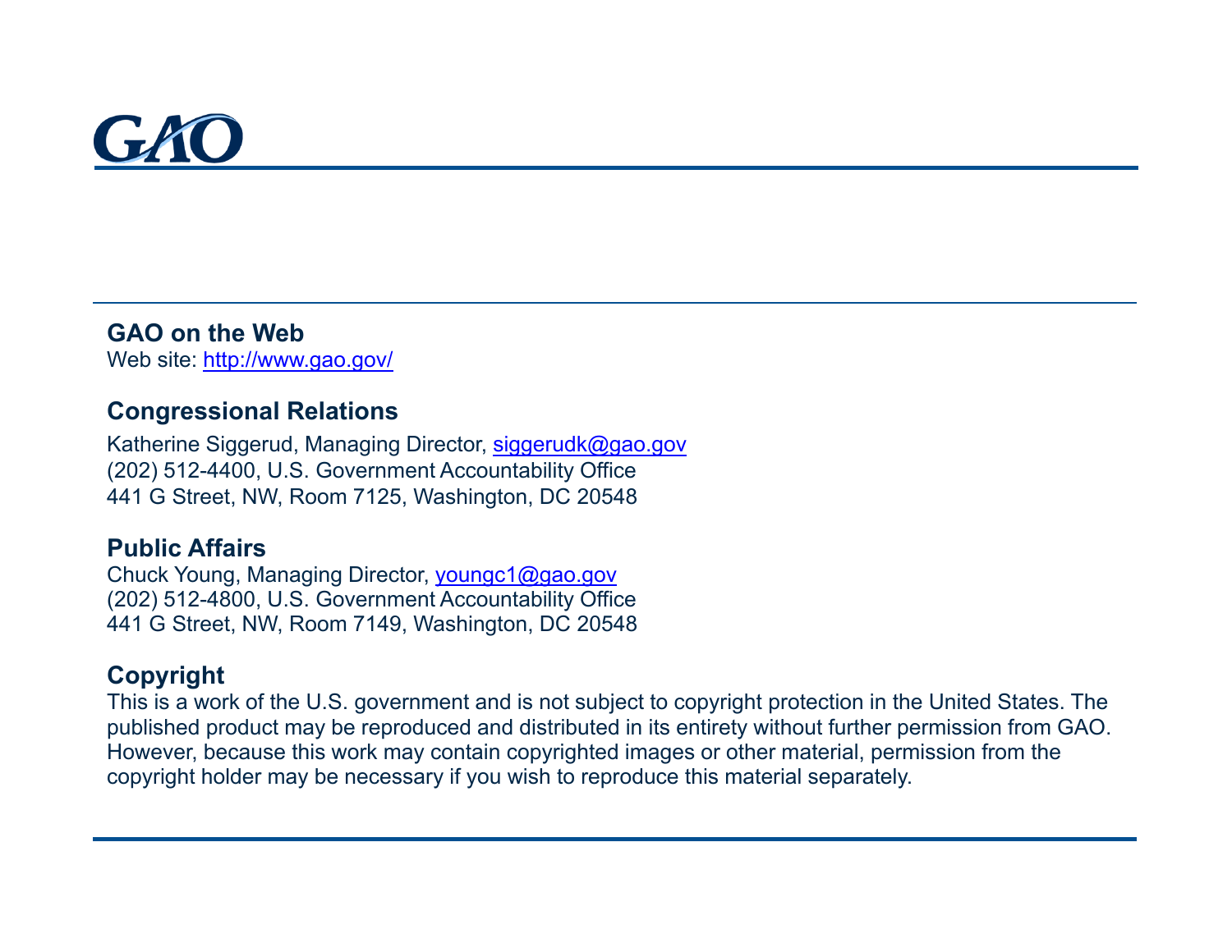GAO

## GAO on the Web

Web site: http://www.gao.gov/

## Congressional Relations

Katherine Siggerud, Managing Director, siggerudk@gao.gov
(202) 512-4400, U.S. Government Accountability Office
441 G Street, NW, Room 7125, Washington, DC 20548

## Public Affairs

Chuck Young, Managing Director, youngc1@gao.gov
(202) 512-4800, U.S. Government Accountability Office
441 G Street, NW, Room 7149, Washington, DC 20548

## Copyright

This is a work of the U.S. government and is not subject to copyright protection in the United States. The published product may be reproduced and distributed in its entirety without further permission from GAO. However, because this work may contain copyrighted images or other material, permission from the copyright holder may be necessary if you wish to reproduce this material separately.